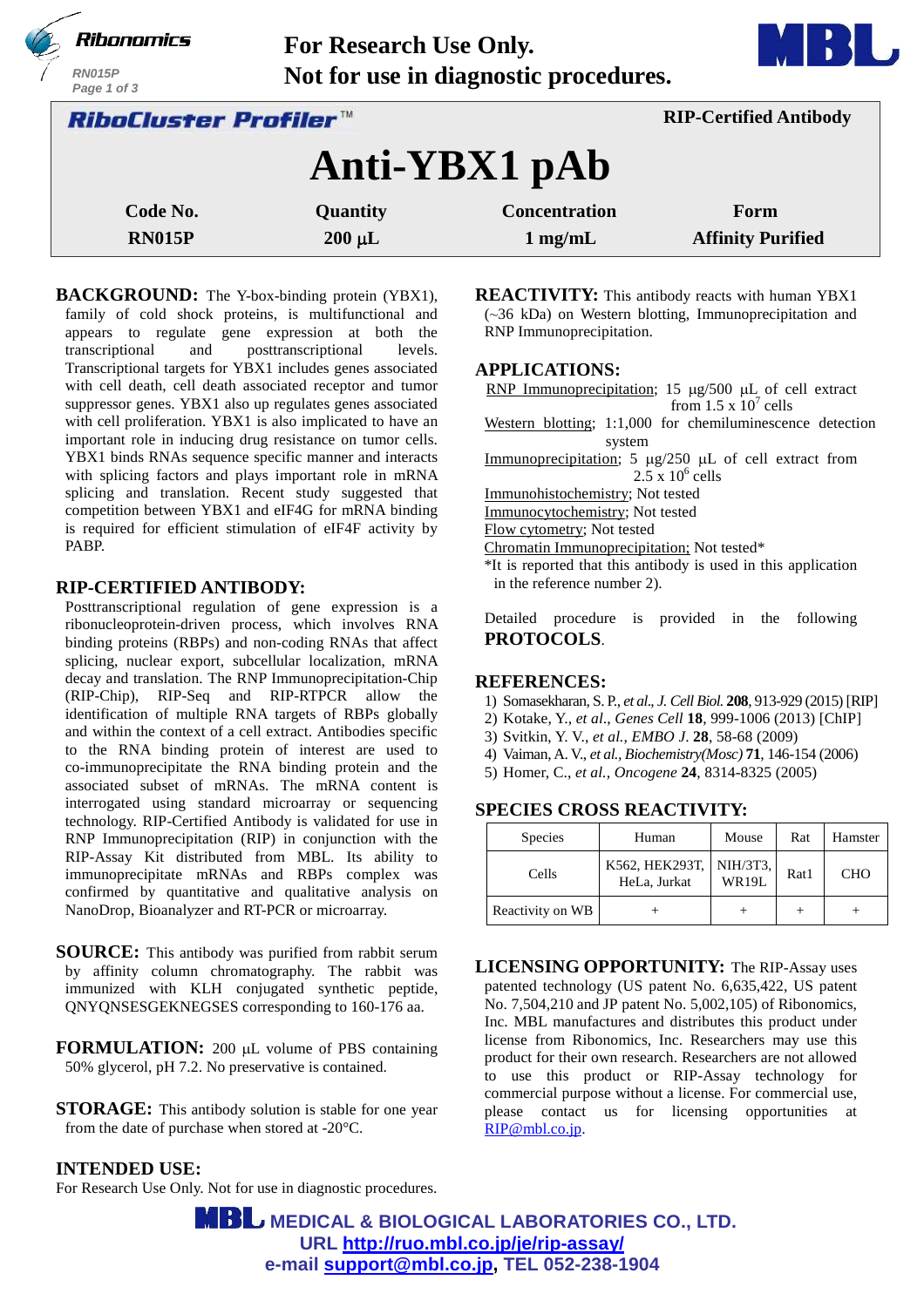For Research Use Only.
Not for use in diagnostic procedures.

**RiboCluster Profiler™** — RIP-Certified Antibody

# Anti-YBX1 pAb

| Code No. | Quantity | Concentration | Form |
|---|---|---|---|
| RN015P | 200 µL | 1 mg/mL | Affinity Purified |

**BACKGROUND:** The Y-box-binding protein (YBX1), family of cold shock proteins, is multifunctional and appears to regulate gene expression at both the transcriptional and posttranscriptional levels. Transcriptional targets for YBX1 includes genes associated with cell death, cell death associated receptor and tumor suppressor genes. YBX1 also up regulates genes associated with cell proliferation. YBX1 is also implicated to have an important role in inducing drug resistance on tumor cells. YBX1 binds RNAs sequence specific manner and interacts with splicing factors and plays important role in mRNA splicing and translation. Recent study suggested that competition between YBX1 and eIF4G for mRNA binding is required for efficient stimulation of eIF4F activity by PABP.

## RIP-CERTIFIED ANTIBODY:

Posttranscriptional regulation of gene expression is a ribonucleoprotein-driven process, which involves RNA binding proteins (RBPs) and non-coding RNAs that affect splicing, nuclear export, subcellular localization, mRNA decay and translation. The RNP Immunoprecipitation-Chip (RIP-Chip), RIP-Seq and RIP-RTPCR allow the identification of multiple RNA targets of RBPs globally and within the context of a cell extract. Antibodies specific to the RNA binding protein of interest are used to co-immunoprecipitate the RNA binding protein and the associated subset of mRNAs. The mRNA content is interrogated using standard microarray or sequencing technology. RIP-Certified Antibody is validated for use in RNP Immunoprecipitation (RIP) in conjunction with the RIP-Assay Kit distributed from MBL. Its ability to immunoprecipitate mRNAs and RBPs complex was confirmed by quantitative and qualitative analysis on NanoDrop, Bioanalyzer and RT-PCR or microarray.

**SOURCE:** This antibody was purified from rabbit serum by affinity column chromatography. The rabbit was immunized with KLH conjugated synthetic peptide, QNYQNSESGEKNEGSES corresponding to 160-176 aa.

**FORMULATION:** 200 µL volume of PBS containing 50% glycerol, pH 7.2. No preservative is contained.

**STORAGE:** This antibody solution is stable for one year from the date of purchase when stored at -20°C.

## INTENDED USE:

For Research Use Only. Not for use in diagnostic procedures.

**REACTIVITY:** This antibody reacts with human YBX1 (~36 kDa) on Western blotting, Immunoprecipitation and RNP Immunoprecipitation.

## APPLICATIONS:

RNP Immunoprecipitation; 15 µg/500 µL of cell extract from $1.5 \times 10^7$ cells
Western blotting; 1:1,000 for chemiluminescence detection system
Immunoprecipitation; 5 µg/250 µL of cell extract from $2.5 \times 10^6$ cells
Immunohistochemistry; Not tested
Immunocytochemistry; Not tested
Flow cytometry; Not tested
Chromatin Immunoprecipitation; Not tested*
*It is reported that this antibody is used in this application in the reference number 2).

Detailed procedure is provided in the following **PROTOCOLS**.

## REFERENCES:

1) Somasekharan, S. P., *et al., J. Cell Biol.* **208**, 913-929 (2015) [RIP]
2) Kotake, Y., *et al., Genes Cell* **18**, 999-1006 (2013) [ChIP]
3) Svitkin, Y. V., *et al., EMBO J.* **28**, 58-68 (2009)
4) Vaiman, A. V., *et al., Biochemistry(Mosc)* **71**, 146-154 (2006)
5) Homer, C., *et al., Oncogene* **24**, 8314-8325 (2005)

## SPECIES CROSS REACTIVITY:

| Species | Human | Mouse | Rat | Hamster |
|---|---|---|---|---|
| Cells | K562, HEK293T, HeLa, Jurkat | NIH/3T3, WR19L | Rat1 | CHO |
| Reactivity on WB | + | + | + | + |

**LICENSING OPPORTUNITY:** The RIP-Assay uses patented technology (US patent No. 6,635,422, US patent No. 7,504,210 and JP patent No. 5,002,105) of Ribonomics, Inc. MBL manufactures and distributes this product under license from Ribonomics, Inc. Researchers may use this product for their own research. Researchers are not allowed to use this product or RIP-Assay technology for commercial purpose without a license. For commercial use, please contact us for licensing opportunities at RIP@mbl.co.jp.

**MBL MEDICAL & BIOLOGICAL LABORATORIES CO., LTD.**
URL http://ruo.mbl.co.jp/je/rip-assay/
e-mail support@mbl.co.jp, TEL 052-238-1904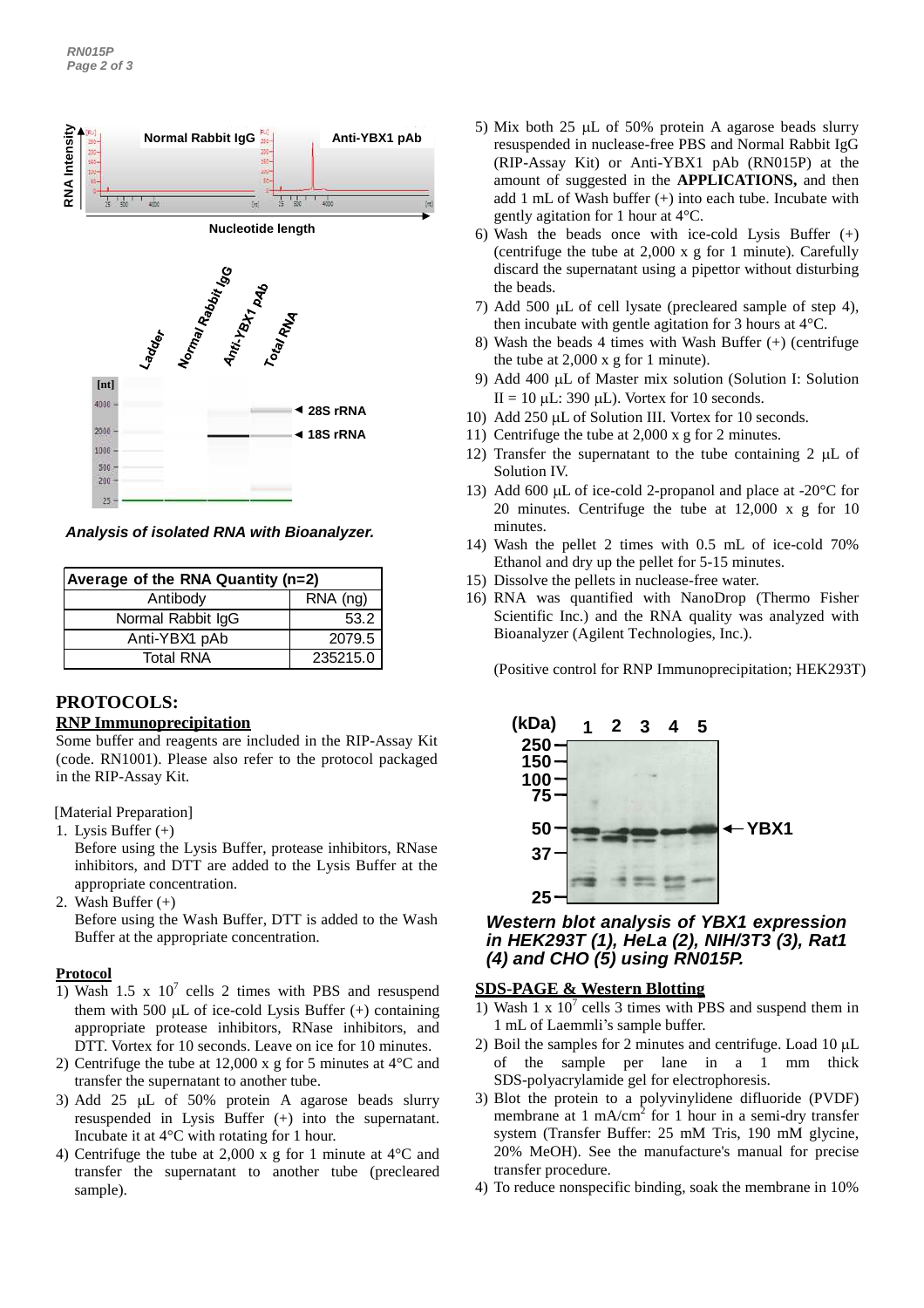*Analysis of isolated RNA with Bioanalyzer.*

| Average of the RNA Quantity (n=2) | |
|---|---|
| Antibody | RNA (ng) |
| Normal Rabbit IgG | 53.2 |
| Anti-YBX1 pAb | 2079.5 |
| Total RNA | 235215.0 |

## PROTOCOLS:

### RNP Immunoprecipitation

Some buffer and reagents are included in the RIP-Assay Kit (code. RN1001). Please also refer to the protocol packaged in the RIP-Assay Kit.

[Material Preparation]

1. Lysis Buffer (+)
   Before using the Lysis Buffer, protease inhibitors, RNase inhibitors, and DTT are added to the Lysis Buffer at the appropriate concentration.
2. Wash Buffer (+)
   Before using the Wash Buffer, DTT is added to the Wash Buffer at the appropriate concentration.

### Protocol

1) Wash 1.5 x $10^7$ cells 2 times with PBS and resuspend them with 500 μL of ice-cold Lysis Buffer (+) containing appropriate protease inhibitors, RNase inhibitors, and DTT. Vortex for 10 seconds. Leave on ice for 10 minutes.
2) Centrifuge the tube at 12,000 x g for 5 minutes at 4°C and transfer the supernatant to another tube.
3) Add 25 μL of 50% protein A agarose beads slurry resuspended in Lysis Buffer (+) into the supernatant. Incubate it at 4°C with rotating for 1 hour.
4) Centrifuge the tube at 2,000 x g for 1 minute at 4°C and transfer the supernatant to another tube (precleared sample).
5) Mix both 25 μL of 50% protein A agarose beads slurry resuspended in nuclease-free PBS and Normal Rabbit IgG (RIP-Assay Kit) or Anti-YBX1 pAb (RN015P) at the amount of suggested in the **APPLICATIONS,** and then add 1 mL of Wash buffer (+) into each tube. Incubate with gently agitation for 1 hour at 4°C.
6) Wash the beads once with ice-cold Lysis Buffer (+) (centrifuge the tube at 2,000 x g for 1 minute). Carefully discard the supernatant using a pipettor without disturbing the beads.
7) Add 500 μL of cell lysate (precleared sample of step 4), then incubate with gentle agitation for 3 hours at 4°C.
8) Wash the beads 4 times with Wash Buffer (+) (centrifuge the tube at 2,000 x g for 1 minute).
9) Add 400 μL of Master mix solution (Solution I: Solution II = 10 μL: 390 μL). Vortex for 10 seconds.
10) Add 250 μL of Solution III. Vortex for 10 seconds.
11) Centrifuge the tube at 2,000 x g for 2 minutes.
12) Transfer the supernatant to the tube containing 2 μL of Solution IV.
13) Add 600 μL of ice-cold 2-propanol and place at -20°C for 20 minutes. Centrifuge the tube at 12,000 x g for 10 minutes.
14) Wash the pellet 2 times with 0.5 mL of ice-cold 70% Ethanol and dry up the pellet for 5-15 minutes.
15) Dissolve the pellets in nuclease-free water.
16) RNA was quantified with NanoDrop (Thermo Fisher Scientific Inc.) and the RNA quality was analyzed with Bioanalyzer (Agilent Technologies, Inc.).

(Positive control for RNP Immunoprecipitation; HEK293T)

***Western blot analysis of YBX1 expression in HEK293T (1), HeLa (2), NIH/3T3 (3), Rat1 (4) and CHO (5) using RN015P.***

### SDS-PAGE & Western Blotting

1) Wash 1 x $10^7$ cells 3 times with PBS and suspend them in 1 mL of Laemmli's sample buffer.
2) Boil the samples for 2 minutes and centrifuge. Load 10 μL of the sample per lane in a 1 mm thick SDS-polyacrylamide gel for electrophoresis.
3) Blot the protein to a polyvinylidene difluoride (PVDF) membrane at 1 mA/$cm^2$ for 1 hour in a semi-dry transfer system (Transfer Buffer: 25 mM Tris, 190 mM glycine, 20% MeOH). See the manufacture's manual for precise transfer procedure.
4) To reduce nonspecific binding, soak the membrane in 10%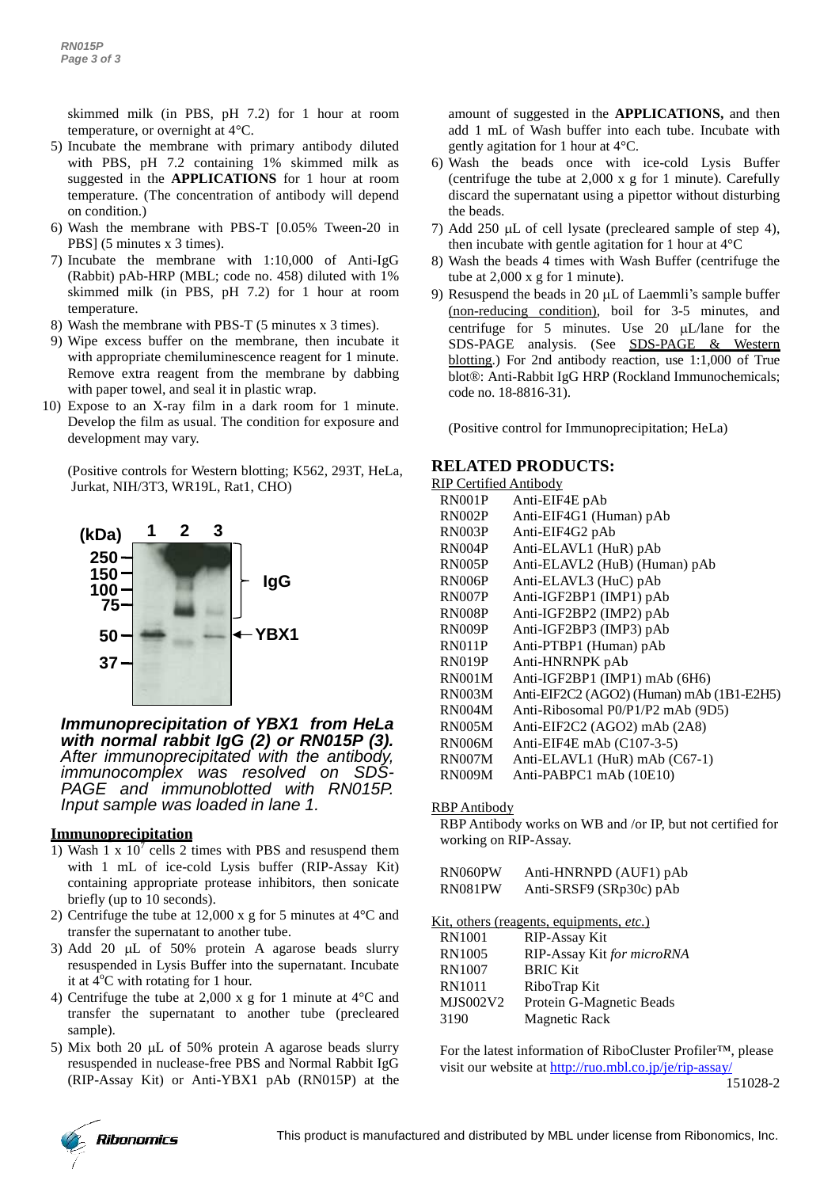skimmed milk (in PBS, pH 7.2) for 1 hour at room temperature, or overnight at 4°C.

5) Incubate the membrane with primary antibody diluted with PBS, pH 7.2 containing 1% skimmed milk as suggested in the **APPLICATIONS** for 1 hour at room temperature. (The concentration of antibody will depend on condition.)
6) Wash the membrane with PBS-T [0.05% Tween-20 in PBS] (5 minutes x 3 times).
7) Incubate the membrane with 1:10,000 of Anti-IgG (Rabbit) pAb-HRP (MBL; code no. 458) diluted with 1% skimmed milk (in PBS, pH 7.2) for 1 hour at room temperature.
8) Wash the membrane with PBS-T (5 minutes x 3 times).
9) Wipe excess buffer on the membrane, then incubate it with appropriate chemiluminescence reagent for 1 minute. Remove extra reagent from the membrane by dabbing with paper towel, and seal it in plastic wrap.
10) Expose to an X-ray film in a dark room for 1 minute. Develop the film as usual. The condition for exposure and development may vary.

(Positive controls for Western blotting; K562, 293T, HeLa, Jurkat, NIH/3T3, WR19L, Rat1, CHO)

(kDa) 1 2 3
250
150
100
75
50
37
IgG
YBX1

***Immunoprecipitation of YBX1 from HeLa with normal rabbit IgG (2) or RN015P (3).*** *After immunoprecipitated with the antibody, immunocomplex was resolved on SDS-PAGE and immunoblotted with RN015P. Input sample was loaded in lane 1.*

**Immunoprecipitation**

1) Wash 1 x $10^7$ cells 2 times with PBS and resuspend them with 1 mL of ice-cold Lysis buffer (RIP-Assay Kit) containing appropriate protease inhibitors, then sonicate briefly (up to 10 seconds).
2) Centrifuge the tube at 12,000 x g for 5 minutes at 4°C and transfer the supernatant to another tube.
3) Add 20 μL of 50% protein A agarose beads slurry resuspended in Lysis Buffer into the supernatant. Incubate it at 4°C with rotating for 1 hour.
4) Centrifuge the tube at 2,000 x g for 1 minute at 4°C and transfer the supernatant to another tube (precleared sample).
5) Mix both 20 μL of 50% protein A agarose beads slurry resuspended in nuclease-free PBS and Normal Rabbit IgG (RIP-Assay Kit) or Anti-YBX1 pAb (RN015P) at the amount of suggested in the **APPLICATIONS,** and then add 1 mL of Wash buffer into each tube. Incubate with gently agitation for 1 hour at 4°C.
6) Wash the beads once with ice-cold Lysis Buffer (centrifuge the tube at 2,000 x g for 1 minute). Carefully discard the supernatant using a pipettor without disturbing the beads.
7) Add 250 μL of cell lysate (precleared sample of step 4), then incubate with gentle agitation for 1 hour at 4°C
8) Wash the beads 4 times with Wash Buffer (centrifuge the tube at 2,000 x g for 1 minute).
9) Resuspend the beads in 20 μL of Laemmli's sample buffer (non-reducing condition), boil for 3-5 minutes, and centrifuge for 5 minutes. Use 20 μL/lane for the SDS-PAGE analysis. (See SDS-PAGE & Western blotting.) For 2nd antibody reaction, use 1:1,000 of True blot®: Anti-Rabbit IgG HRP (Rockland Immunochemicals; code no. 18-8816-31).

(Positive control for Immunoprecipitation; HeLa)

## RELATED PRODUCTS:

RIP Certified Antibody

| | |
|---|---|
| RN001P | Anti-EIF4E pAb |
| RN002P | Anti-EIF4G1 (Human) pAb |
| RN003P | Anti-EIF4G2 pAb |
| RN004P | Anti-ELAVL1 (HuR) pAb |
| RN005P | Anti-ELAVL2 (HuB) (Human) pAb |
| RN006P | Anti-ELAVL3 (HuC) pAb |
| RN007P | Anti-IGF2BP1 (IMP1) pAb |
| RN008P | Anti-IGF2BP2 (IMP2) pAb |
| RN009P | Anti-IGF2BP3 (IMP3) pAb |
| RN011P | Anti-PTBP1 (Human) pAb |
| RN019P | Anti-HNRNPK pAb |
| RN001M | Anti-IGF2BP1 (IMP1) mAb (6H6) |
| RN003M | Anti-EIF2C2 (AGO2) (Human) mAb (1B1-E2H5) |
| RN004M | Anti-Ribosomal P0/P1/P2 mAb (9D5) |
| RN005M | Anti-EIF2C2 (AGO2) mAb (2A8) |
| RN006M | Anti-EIF4E mAb (C107-3-5) |
| RN007M | Anti-ELAVL1 (HuR) mAb (C67-1) |
| RN009M | Anti-PABPC1 mAb (10E10) |

RBP Antibody

RBP Antibody works on WB and /or IP, but not certified for working on RIP-Assay.

| | |
|---|---|
| RN060PW | Anti-HNRNPD (AUF1) pAb |
| RN081PW | Anti-SRSF9 (SRp30c) pAb |

Kit, others (reagents, equipments, *etc.*)

| | |
|---|---|
| RN1001 | RIP-Assay Kit |
| RN1005 | RIP-Assay Kit *for microRNA* |
| RN1007 | BRIC Kit |
| RN1011 | RiboTrap Kit |
| MJS002V2 | Protein G-Magnetic Beads |
| 3190 | Magnetic Rack |

For the latest information of RiboCluster Profiler™, please visit our website at http://ruo.mbl.co.jp/je/rip-assay/

151028-2

This product is manufactured and distributed by MBL under license from Ribonomics, Inc.